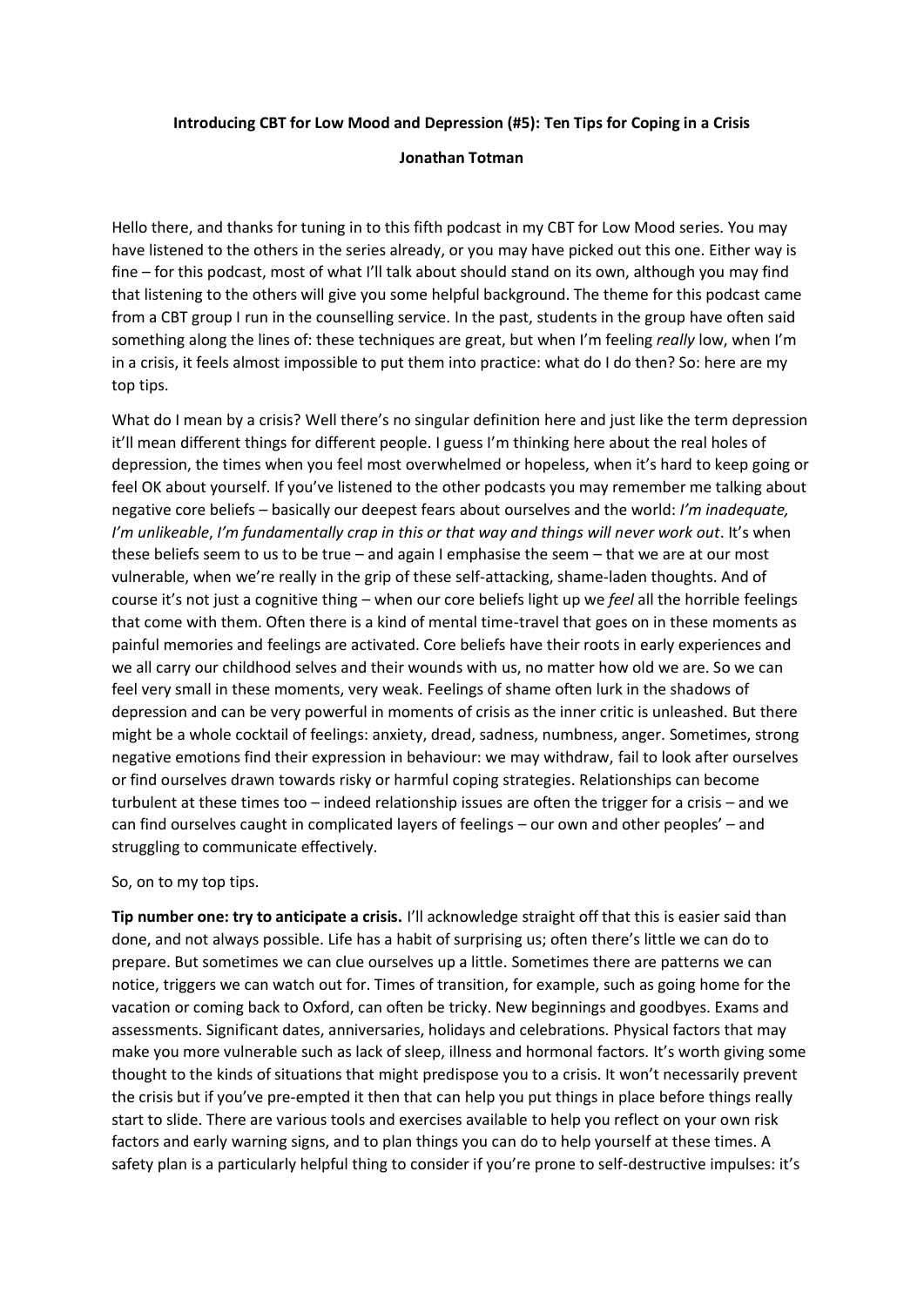**Introducing CBT for Low Mood and Depression (#5): Ten Tips for Coping in a Crisis**

**Jonathan Totman**

Hello there, and thanks for tuning in to this fifth podcast in my CBT for Low Mood series. You may have listened to the others in the series already, or you may have picked out this one. Either way is fine – for this podcast, most of what I'll talk about should stand on its own, although you may find that listening to the others will give you some helpful background. The theme for this podcast came from a CBT group I run in the counselling service. In the past, students in the group have often said something along the lines of: these techniques are great, but when I'm feeling *really* low, when I'm in a crisis, it feels almost impossible to put them into practice: what do I do then? So: here are my top tips.

What do I mean by a crisis? Well there's no singular definition here and just like the term depression it'll mean different things for different people. I guess I'm thinking here about the real holes of depression, the times when you feel most overwhelmed or hopeless, when it's hard to keep going or feel OK about yourself. If you've listened to the other podcasts you may remember me talking about negative core beliefs – basically our deepest fears about ourselves and the world: *I'm inadequate, I'm unlikeable*, *I'm fundamentally crap in this or that way and things will never work out*. It's when these beliefs seem to us to be true – and again I emphasise the seem – that we are at our most vulnerable, when we're really in the grip of these self-attacking, shame-laden thoughts. And of course it's not just a cognitive thing – when our core beliefs light up we *feel* all the horrible feelings that come with them. Often there is a kind of mental time-travel that goes on in these moments as painful memories and feelings are activated. Core beliefs have their roots in early experiences and we all carry our childhood selves and their wounds with us, no matter how old we are. So we can feel very small in these moments, very weak. Feelings of shame often lurk in the shadows of depression and can be very powerful in moments of crisis as the inner critic is unleashed. But there might be a whole cocktail of feelings: anxiety, dread, sadness, numbness, anger. Sometimes, strong negative emotions find their expression in behaviour: we may withdraw, fail to look after ourselves or find ourselves drawn towards risky or harmful coping strategies. Relationships can become turbulent at these times too – indeed relationship issues are often the trigger for a crisis – and we can find ourselves caught in complicated layers of feelings – our own and other peoples' – and struggling to communicate effectively.

So, on to my top tips.

**Tip number one: try to anticipate a crisis.** I'll acknowledge straight off that this is easier said than done, and not always possible. Life has a habit of surprising us; often there's little we can do to prepare. But sometimes we can clue ourselves up a little. Sometimes there are patterns we can notice, triggers we can watch out for. Times of transition, for example, such as going home for the vacation or coming back to Oxford, can often be tricky. New beginnings and goodbyes. Exams and assessments. Significant dates, anniversaries, holidays and celebrations. Physical factors that may make you more vulnerable such as lack of sleep, illness and hormonal factors. It's worth giving some thought to the kinds of situations that might predispose you to a crisis. It won't necessarily prevent the crisis but if you've pre-empted it then that can help you put things in place before things really start to slide. There are various tools and exercises available to help you reflect on your own risk factors and early warning signs, and to plan things you can do to help yourself at these times. A safety plan is a particularly helpful thing to consider if you're prone to self-destructive impulses: it's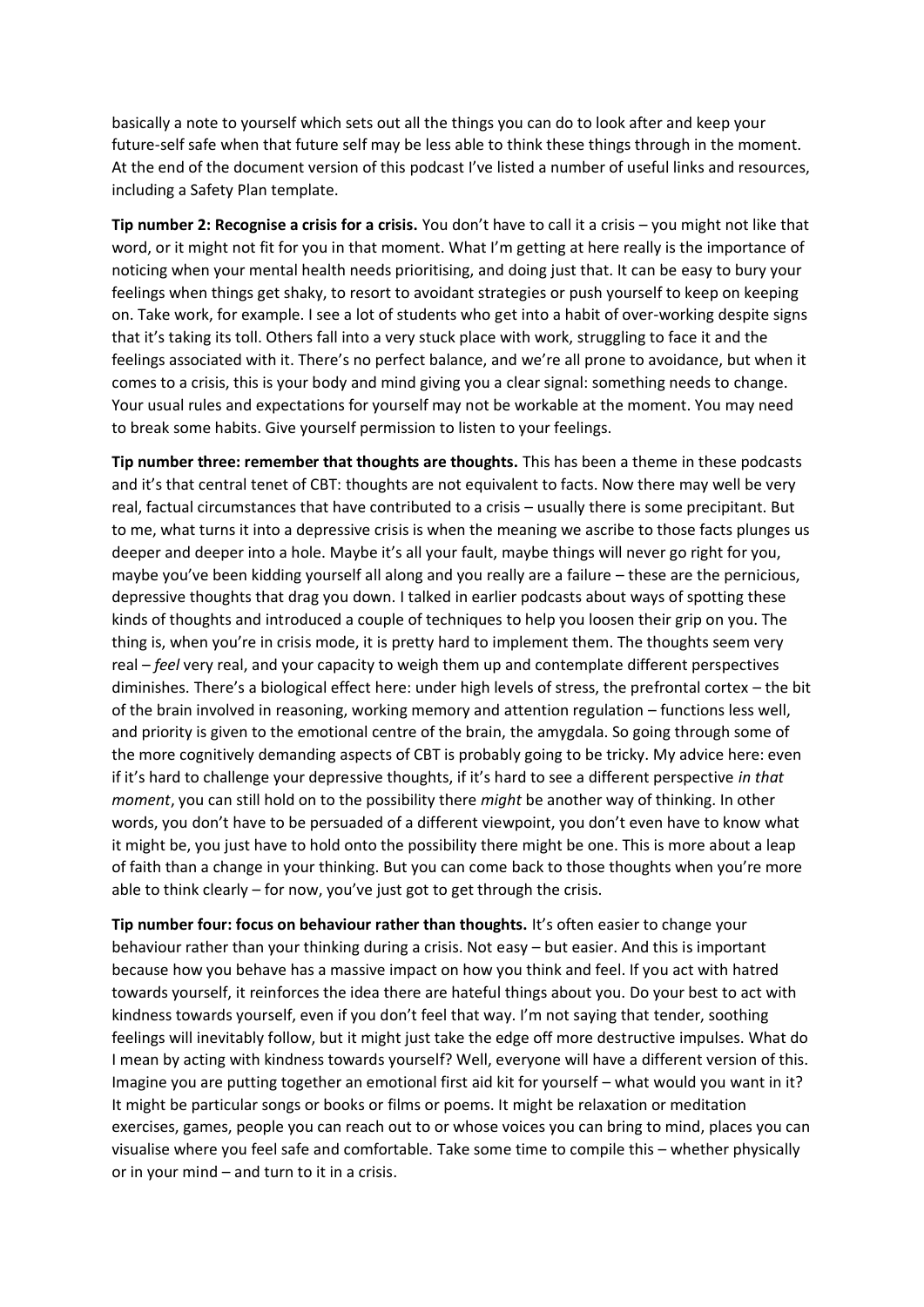basically a note to yourself which sets out all the things you can do to look after and keep your future-self safe when that future self may be less able to think these things through in the moment. At the end of the document version of this podcast I've listed a number of useful links and resources, including a Safety Plan template.

**Tip number 2: Recognise a crisis for a crisis.** You don't have to call it a crisis – you might not like that word, or it might not fit for you in that moment. What I'm getting at here really is the importance of noticing when your mental health needs prioritising, and doing just that. It can be easy to bury your feelings when things get shaky, to resort to avoidant strategies or push yourself to keep on keeping on. Take work, for example. I see a lot of students who get into a habit of over-working despite signs that it's taking its toll. Others fall into a very stuck place with work, struggling to face it and the feelings associated with it. There's no perfect balance, and we're all prone to avoidance, but when it comes to a crisis, this is your body and mind giving you a clear signal: something needs to change. Your usual rules and expectations for yourself may not be workable at the moment. You may need to break some habits. Give yourself permission to listen to your feelings.

**Tip number three: remember that thoughts are thoughts.** This has been a theme in these podcasts and it's that central tenet of CBT: thoughts are not equivalent to facts. Now there may well be very real, factual circumstances that have contributed to a crisis – usually there is some precipitant. But to me, what turns it into a depressive crisis is when the meaning we ascribe to those facts plunges us deeper and deeper into a hole. Maybe it's all your fault, maybe things will never go right for you, maybe you've been kidding yourself all along and you really are a failure – these are the pernicious, depressive thoughts that drag you down. I talked in earlier podcasts about ways of spotting these kinds of thoughts and introduced a couple of techniques to help you loosen their grip on you. The thing is, when you're in crisis mode, it is pretty hard to implement them. The thoughts seem very real – *feel* very real, and your capacity to weigh them up and contemplate different perspectives diminishes. There's a biological effect here: under high levels of stress, the prefrontal cortex – the bit of the brain involved in reasoning, working memory and attention regulation – functions less well, and priority is given to the emotional centre of the brain, the amygdala. So going through some of the more cognitively demanding aspects of CBT is probably going to be tricky. My advice here: even if it's hard to challenge your depressive thoughts, if it's hard to see a different perspective *in that moment*, you can still hold on to the possibility there *might* be another way of thinking. In other words, you don't have to be persuaded of a different viewpoint, you don't even have to know what it might be, you just have to hold onto the possibility there might be one. This is more about a leap of faith than a change in your thinking. But you can come back to those thoughts when you're more able to think clearly – for now, you've just got to get through the crisis.

**Tip number four: focus on behaviour rather than thoughts.** It's often easier to change your behaviour rather than your thinking during a crisis. Not easy – but easier. And this is important because how you behave has a massive impact on how you think and feel. If you act with hatred towards yourself, it reinforces the idea there are hateful things about you. Do your best to act with kindness towards yourself, even if you don't feel that way. I'm not saying that tender, soothing feelings will inevitably follow, but it might just take the edge off more destructive impulses. What do I mean by acting with kindness towards yourself? Well, everyone will have a different version of this. Imagine you are putting together an emotional first aid kit for yourself – what would you want in it? It might be particular songs or books or films or poems. It might be relaxation or meditation exercises, games, people you can reach out to or whose voices you can bring to mind, places you can visualise where you feel safe and comfortable. Take some time to compile this – whether physically or in your mind – and turn to it in a crisis.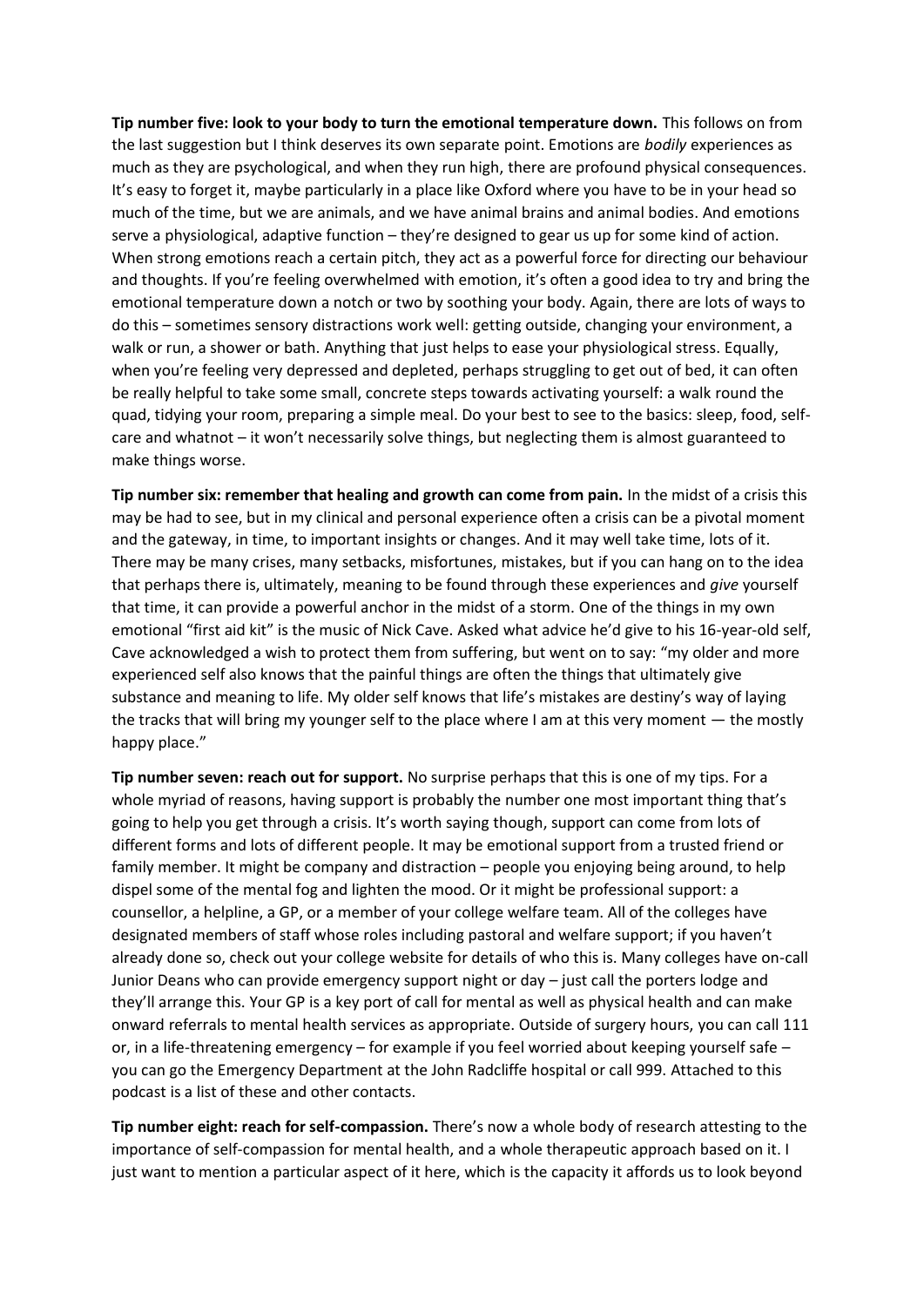**Tip number five: look to your body to turn the emotional temperature down.** This follows on from the last suggestion but I think deserves its own separate point. Emotions are *bodily* experiences as much as they are psychological, and when they run high, there are profound physical consequences. It's easy to forget it, maybe particularly in a place like Oxford where you have to be in your head so much of the time, but we are animals, and we have animal brains and animal bodies. And emotions serve a physiological, adaptive function – they're designed to gear us up for some kind of action. When strong emotions reach a certain pitch, they act as a powerful force for directing our behaviour and thoughts. If you're feeling overwhelmed with emotion, it's often a good idea to try and bring the emotional temperature down a notch or two by soothing your body. Again, there are lots of ways to do this – sometimes sensory distractions work well: getting outside, changing your environment, a walk or run, a shower or bath. Anything that just helps to ease your physiological stress. Equally, when you're feeling very depressed and depleted, perhaps struggling to get out of bed, it can often be really helpful to take some small, concrete steps towards activating yourself: a walk round the quad, tidying your room, preparing a simple meal. Do your best to see to the basics: sleep, food, self-care and whatnot – it won't necessarily solve things, but neglecting them is almost guaranteed to make things worse.

**Tip number six: remember that healing and growth can come from pain.** In the midst of a crisis this may be had to see, but in my clinical and personal experience often a crisis can be a pivotal moment and the gateway, in time, to important insights or changes. And it may well take time, lots of it. There may be many crises, many setbacks, misfortunes, mistakes, but if you can hang on to the idea that perhaps there is, ultimately, meaning to be found through these experiences and *give* yourself that time, it can provide a powerful anchor in the midst of a storm. One of the things in my own emotional "first aid kit" is the music of Nick Cave. Asked what advice he'd give to his 16-year-old self, Cave acknowledged a wish to protect them from suffering, but went on to say: "my older and more experienced self also knows that the painful things are often the things that ultimately give substance and meaning to life. My older self knows that life's mistakes are destiny's way of laying the tracks that will bring my younger self to the place where I am at this very moment — the mostly happy place."

**Tip number seven: reach out for support.** No surprise perhaps that this is one of my tips. For a whole myriad of reasons, having support is probably the number one most important thing that's going to help you get through a crisis. It's worth saying though, support can come from lots of different forms and lots of different people. It may be emotional support from a trusted friend or family member. It might be company and distraction – people you enjoying being around, to help dispel some of the mental fog and lighten the mood. Or it might be professional support: a counsellor, a helpline, a GP, or a member of your college welfare team. All of the colleges have designated members of staff whose roles including pastoral and welfare support; if you haven't already done so, check out your college website for details of who this is. Many colleges have on-call Junior Deans who can provide emergency support night or day – just call the porters lodge and they'll arrange this. Your GP is a key port of call for mental as well as physical health and can make onward referrals to mental health services as appropriate. Outside of surgery hours, you can call 111 or, in a life-threatening emergency – for example if you feel worried about keeping yourself safe – you can go the Emergency Department at the John Radcliffe hospital or call 999. Attached to this podcast is a list of these and other contacts.

**Tip number eight: reach for self-compassion.** There's now a whole body of research attesting to the importance of self-compassion for mental health, and a whole therapeutic approach based on it. I just want to mention a particular aspect of it here, which is the capacity it affords us to look beyond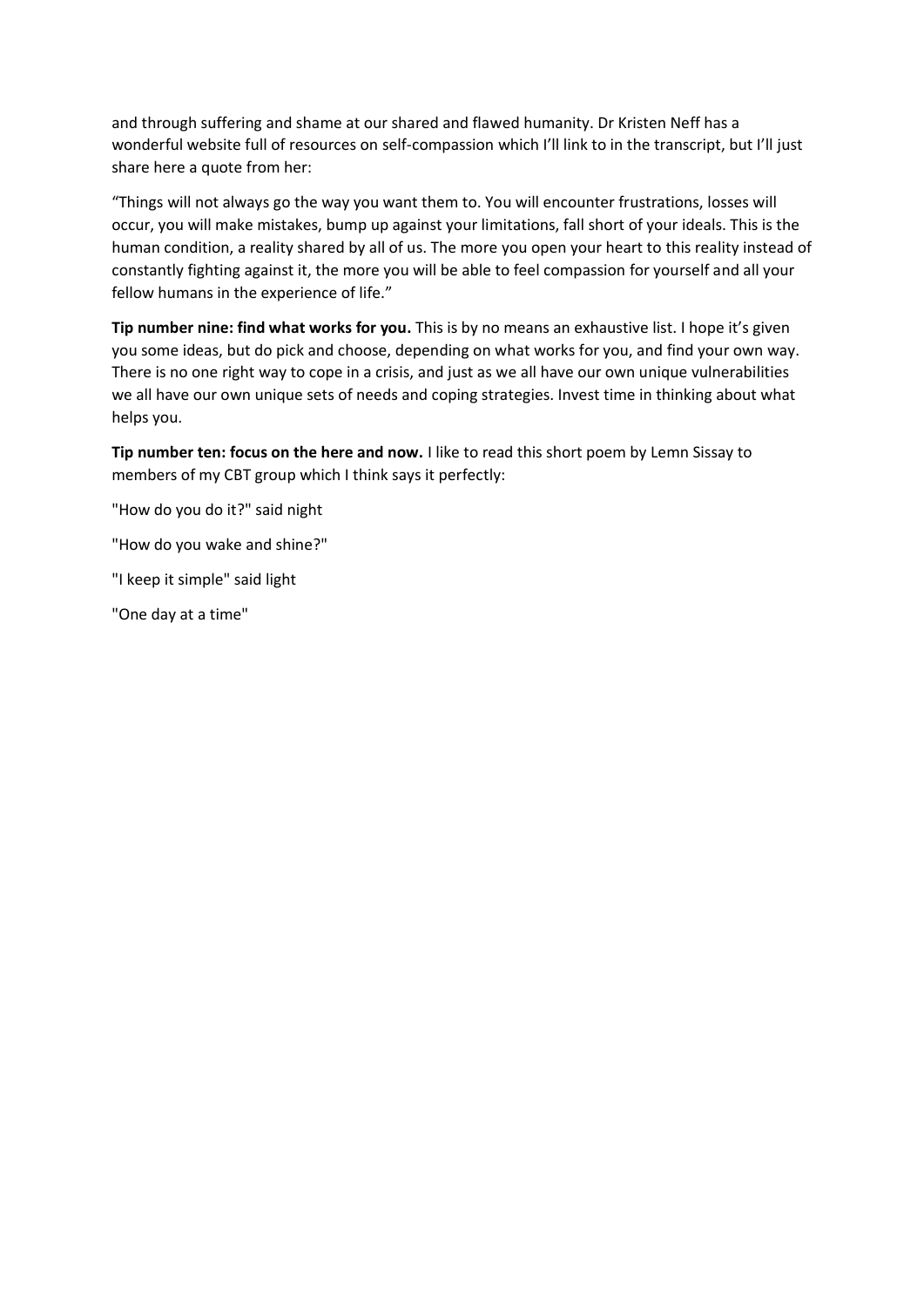and through suffering and shame at our shared and flawed humanity. Dr Kristen Neff has a wonderful website full of resources on self-compassion which I'll link to in the transcript, but I'll just share here a quote from her:

"Things will not always go the way you want them to. You will encounter frustrations, losses will occur, you will make mistakes, bump up against your limitations, fall short of your ideals. This is the human condition, a reality shared by all of us. The more you open your heart to this reality instead of constantly fighting against it, the more you will be able to feel compassion for yourself and all your fellow humans in the experience of life."

**Tip number nine: find what works for you.** This is by no means an exhaustive list. I hope it's given you some ideas, but do pick and choose, depending on what works for you, and find your own way. There is no one right way to cope in a crisis, and just as we all have our own unique vulnerabilities we all have our own unique sets of needs and coping strategies. Invest time in thinking about what helps you.

**Tip number ten: focus on the here and now.** I like to read this short poem by Lemn Sissay to members of my CBT group which I think says it perfectly:

"How do you do it?" said night

"How do you wake and shine?"

"I keep it simple" said light

"One day at a time"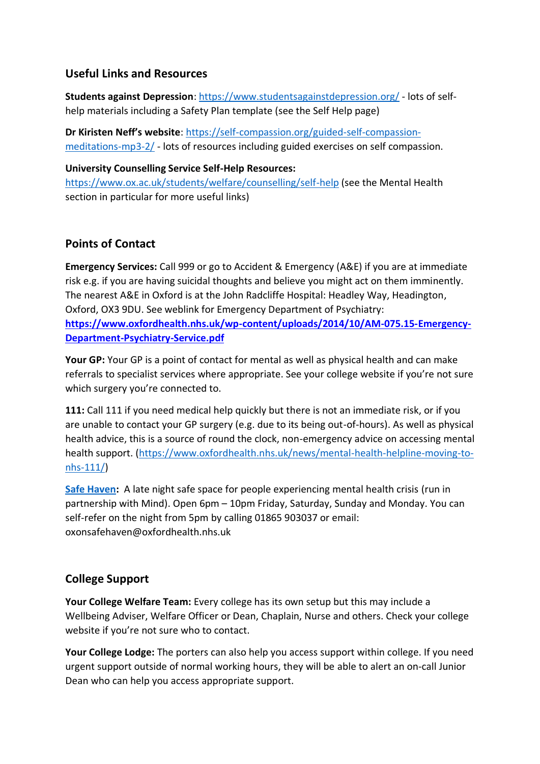## Useful Links and Resources

**Students against Depression**: https://www.studentsagainstdepression.org/ - lots of self-help materials including a Safety Plan template (see the Self Help page)

**Dr Kiristen Neff's website**: https://self-compassion.org/guided-self-compassion-meditations-mp3-2/ - lots of resources including guided exercises on self compassion.

**University Counselling Service Self-Help Resources:** https://www.ox.ac.uk/students/welfare/counselling/self-help (see the Mental Health section in particular for more useful links)

## Points of Contact

**Emergency Services:** Call 999 or go to Accident & Emergency (A&E) if you are at immediate risk e.g. if you are having suicidal thoughts and believe you might act on them imminently. The nearest A&E in Oxford is at the John Radcliffe Hospital: Headley Way, Headington, Oxford, OX3 9DU. See weblink for Emergency Department of Psychiatry: **https://www.oxfordhealth.nhs.uk/wp-content/uploads/2014/10/AM-075.15-Emergency-Department-Psychiatry-Service.pdf**

**Your GP:** Your GP is a point of contact for mental as well as physical health and can make referrals to specialist services where appropriate. See your college website if you're not sure which surgery you're connected to.

**111:** Call 111 if you need medical help quickly but there is not an immediate risk, or if you are unable to contact your GP surgery (e.g. due to its being out-of-hours). As well as physical health advice, this is a source of round the clock, non-emergency advice on accessing mental health support. (https://www.oxfordhealth.nhs.uk/news/mental-health-helpline-moving-to-nhs-111/)

**Safe Haven:** A late night safe space for people experiencing mental health crisis (run in partnership with Mind). Open 6pm – 10pm Friday, Saturday, Sunday and Monday. You can self-refer on the night from 5pm by calling 01865 903037 or email: oxonsafehaven@oxfordhealth.nhs.uk

## College Support

**Your College Welfare Team:** Every college has its own setup but this may include a Wellbeing Adviser, Welfare Officer or Dean, Chaplain, Nurse and others. Check your college website if you're not sure who to contact.

**Your College Lodge:** The porters can also help you access support within college. If you need urgent support outside of normal working hours, they will be able to alert an on-call Junior Dean who can help you access appropriate support.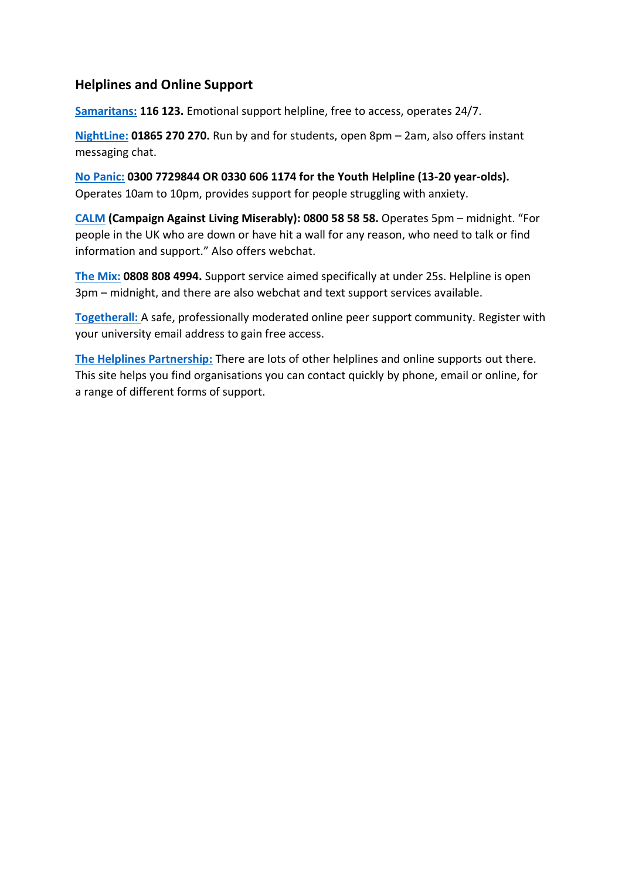## Helplines and Online Support

**Samaritans: 116 123.** Emotional support helpline, free to access, operates 24/7.

**NightLine: 01865 270 270.** Run by and for students, open 8pm – 2am, also offers instant messaging chat.

**No Panic: 0300 7729844 OR 0330 606 1174 for the Youth Helpline (13-20 year-olds).** Operates 10am to 10pm, provides support for people struggling with anxiety.

**CALM (Campaign Against Living Miserably): 0800 58 58 58.** Operates 5pm – midnight. "For people in the UK who are down or have hit a wall for any reason, who need to talk or find information and support." Also offers webchat.

**The Mix: 0808 808 4994.** Support service aimed specifically at under 25s. Helpline is open 3pm – midnight, and there are also webchat and text support services available.

**Togetherall:** A safe, professionally moderated online peer support community. Register with your university email address to gain free access.

**The Helplines Partnership:** There are lots of other helplines and online supports out there. This site helps you find organisations you can contact quickly by phone, email or online, for a range of different forms of support.